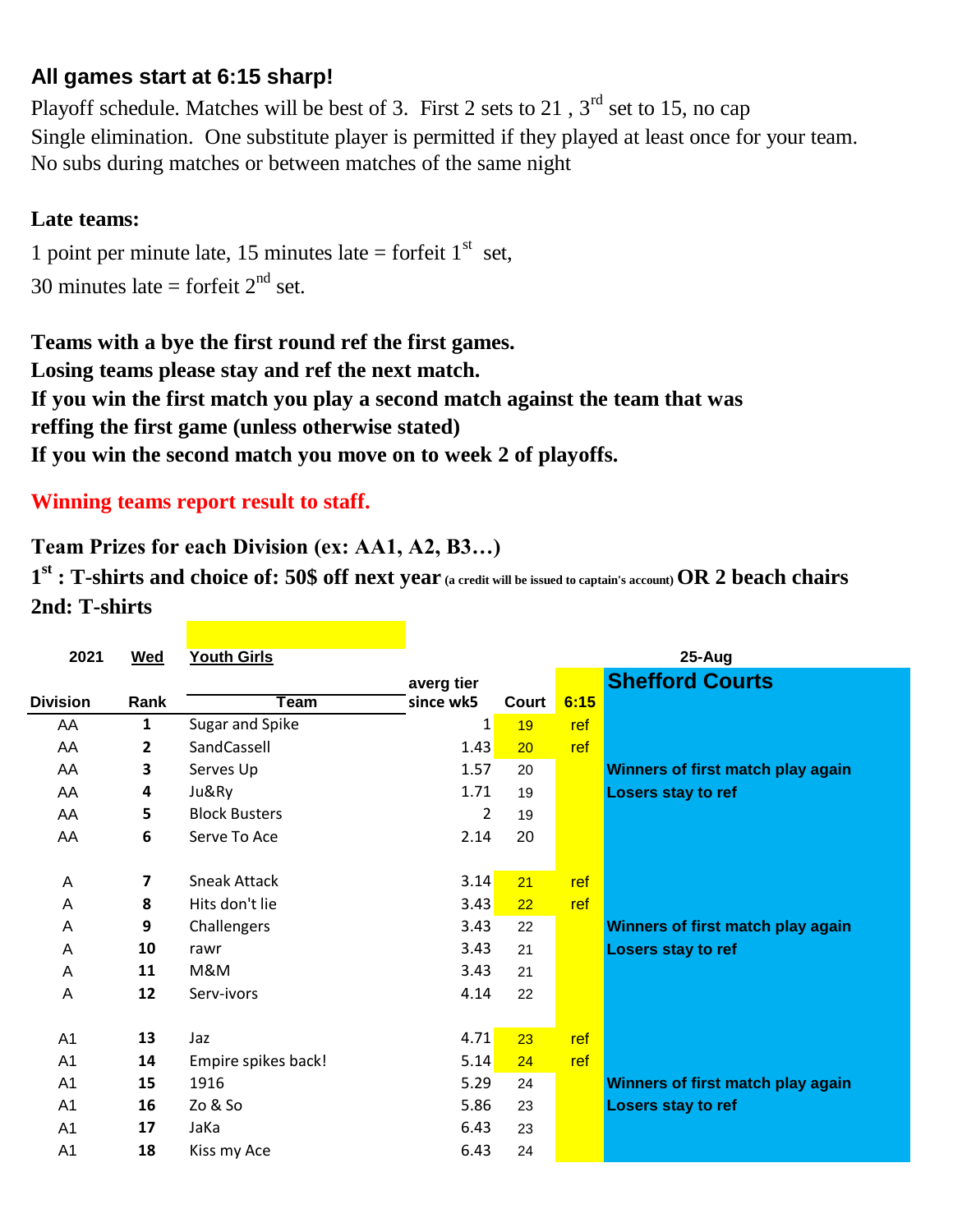**All games start at 6:15 sharp!**

Playoff schedule. Matches will be best of 3. First 2 sets to 21 , 3rd set to 15, no cap
Single elimination. One substitute player is permitted if they played at least once for your team.
No subs during matches or between matches of the same night

**Late teams:**

1 point per minute late, 15 minutes late = forfeit 1st set,
30 minutes late = forfeit 2nd set.

**Teams with a bye the first round ref the first games.**
**Losing teams please stay and ref the next match.**
**If you win the first match you play a second match against the team that was reffing the first game (unless otherwise stated)**
**If you win the second match you move on to week 2 of playoffs.**

**Winning teams report result to staff.**

**Team Prizes for each Division (ex: AA1, A2, B3…)**
**1st : T-shirts and choice of: 50$ off next year** (a credit will be issued to captain's account) **OR 2 beach chairs**
**2nd: T-shirts**

| 2021 | Wed | Youth Girls | | | | 25-Aug |
|---|---|---|---|---|---|---|
| **Division** | **Rank** | **Team** | **averg tier since wk5** | **Court** | **6:15** | **Shefford Courts** |
| AA | 1 | Sugar and Spike | 1 | 19 | ref | |
| AA | 2 | SandCassell | 1.43 | 20 | ref | |
| AA | 3 | Serves Up | 1.57 | 20 | | **Winners of first match play again** |
| AA | 4 | Ju&Ry | 1.71 | 19 | | **Losers stay to ref** |
| AA | 5 | Block Busters | 2 | 19 | | |
| AA | 6 | Serve To Ace | 2.14 | 20 | | |
| | | | | | | |
| A | 7 | Sneak Attack | 3.14 | 21 | ref | |
| A | 8 | Hits don't lie | 3.43 | 22 | ref | |
| A | 9 | Challengers | 3.43 | 22 | | **Winners of first match play again** |
| A | 10 | rawr | 3.43 | 21 | | **Losers stay to ref** |
| A | 11 | M&M | 3.43 | 21 | | |
| A | 12 | Serv-ivors | 4.14 | 22 | | |
| | | | | | | |
| A1 | 13 | Jaz | 4.71 | 23 | ref | |
| A1 | 14 | Empire spikes back! | 5.14 | 24 | ref | |
| A1 | 15 | 1916 | 5.29 | 24 | | **Winners of first match play again** |
| A1 | 16 | Zo & So | 5.86 | 23 | | **Losers stay to ref** |
| A1 | 17 | JaKa | 6.43 | 23 | | |
| A1 | 18 | Kiss my Ace | 6.43 | 24 | | |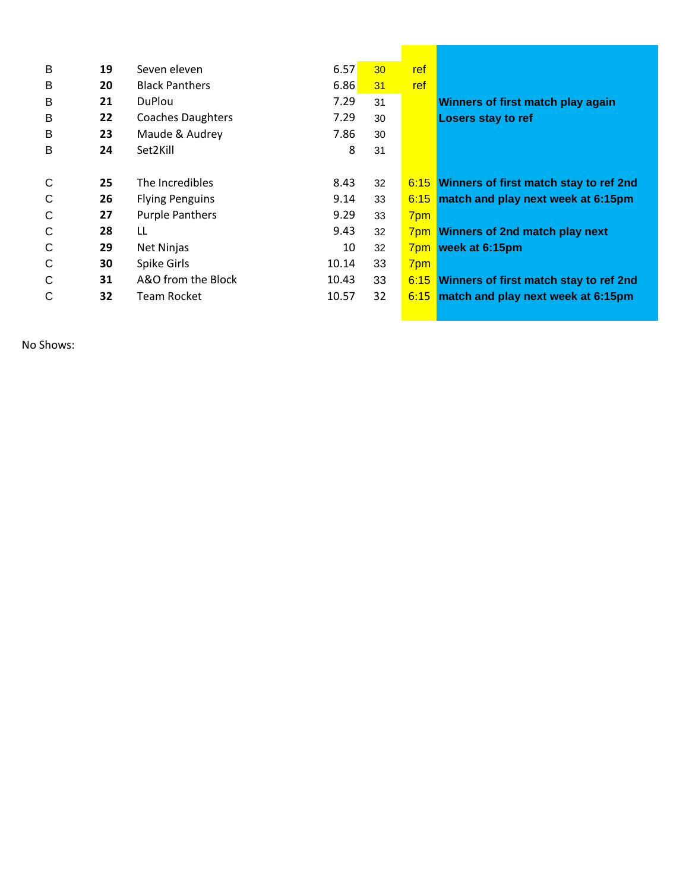| | | | | | | |
|---|---|---|---|---|---|---|
| B | **19** | Seven eleven | 6.57 | 30 | ref | |
| B | **20** | Black Panthers | 6.86 | 31 | ref | |
| B | **21** | DuPlou | 7.29 | 31 | | **Winners of first match play again** |
| B | **22** | Coaches Daughters | 7.29 | 30 | | **Losers stay to ref** |
| B | **23** | Maude & Audrey | 7.86 | 30 | | |
| B | **24** | Set2Kill | 8 | 31 | | |
| | | | | | | |
| C | **25** | The Incredibles | 8.43 | 32 | 6:15 | **Winners of first match stay to ref 2nd** |
| C | **26** | Flying Penguins | 9.14 | 33 | 6:15 | **match and play next week at 6:15pm** |
| C | **27** | Purple Panthers | 9.29 | 33 | 7pm | |
| C | **28** | LL | 9.43 | 32 | 7pm | **Winners of 2nd match play next** |
| C | **29** | Net Ninjas | 10 | 32 | 7pm | **week at 6:15pm** |
| C | **30** | Spike Girls | 10.14 | 33 | 7pm | |
| C | **31** | A&O from the Block | 10.43 | 33 | 6:15 | **Winners of first match stay to ref 2nd** |
| C | **32** | Team Rocket | 10.57 | 32 | 6:15 | **match and play next week at 6:15pm** |

No Shows: